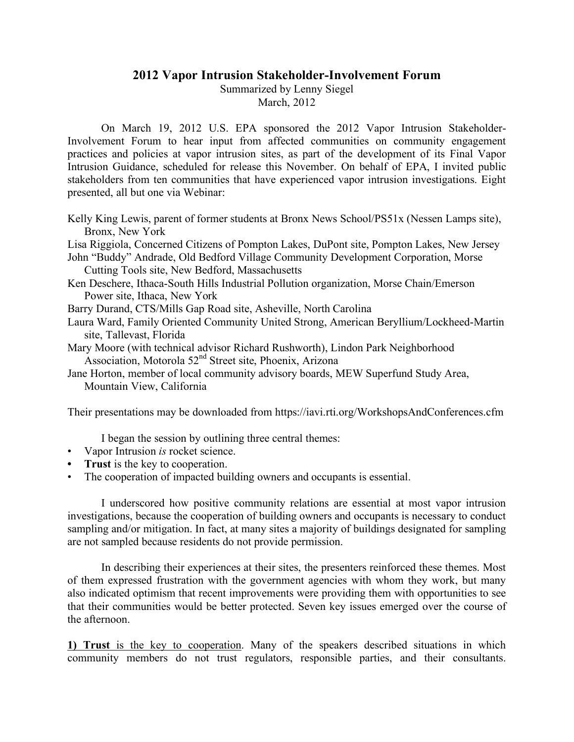# 2012 Vapor Intrusion Stakeholder-Involvement Forum

Summarized by Lenny Siegel
March, 2012

On March 19, 2012 U.S. EPA sponsored the 2012 Vapor Intrusion Stakeholder-Involvement Forum to hear input from affected communities on community engagement practices and policies at vapor intrusion sites, as part of the development of its Final Vapor Intrusion Guidance, scheduled for release this November. On behalf of EPA, I invited public stakeholders from ten communities that have experienced vapor intrusion investigations. Eight presented, all but one via Webinar:

Kelly King Lewis, parent of former students at Bronx News School/PS51x (Nessen Lamps site), Bronx, New York
Lisa Riggiola, Concerned Citizens of Pompton Lakes, DuPont site, Pompton Lakes, New Jersey
John "Buddy" Andrade, Old Bedford Village Community Development Corporation, Morse Cutting Tools site, New Bedford, Massachusetts
Ken Deschere, Ithaca-South Hills Industrial Pollution organization, Morse Chain/Emerson Power site, Ithaca, New York
Barry Durand, CTS/Mills Gap Road site, Asheville, North Carolina
Laura Ward, Family Oriented Community United Strong, American Beryllium/Lockheed-Martin site, Tallevast, Florida
Mary Moore (with technical advisor Richard Rushworth), Lindon Park Neighborhood Association, Motorola 52nd Street site, Phoenix, Arizona
Jane Horton, member of local community advisory boards, MEW Superfund Study Area, Mountain View, California

Their presentations may be downloaded from https://iavi.rti.org/WorkshopsAndConferences.cfm

I began the session by outlining three central themes:

- Vapor Intrusion *is* rocket science.
- **Trust** is the key to cooperation.
- The cooperation of impacted building owners and occupants is essential.

I underscored how positive community relations are essential at most vapor intrusion investigations, because the cooperation of building owners and occupants is necessary to conduct sampling and/or mitigation. In fact, at many sites a majority of buildings designated for sampling are not sampled because residents do not provide permission.

In describing their experiences at their sites, the presenters reinforced these themes. Most of them expressed frustration with the government agencies with whom they work, but many also indicated optimism that recent improvements were providing them with opportunities to see that their communities would be better protected. Seven key issues emerged over the course of the afternoon.

<u>**1) Trust** is the key to cooperation</u>. Many of the speakers described situations in which community members do not trust regulators, responsible parties, and their consultants.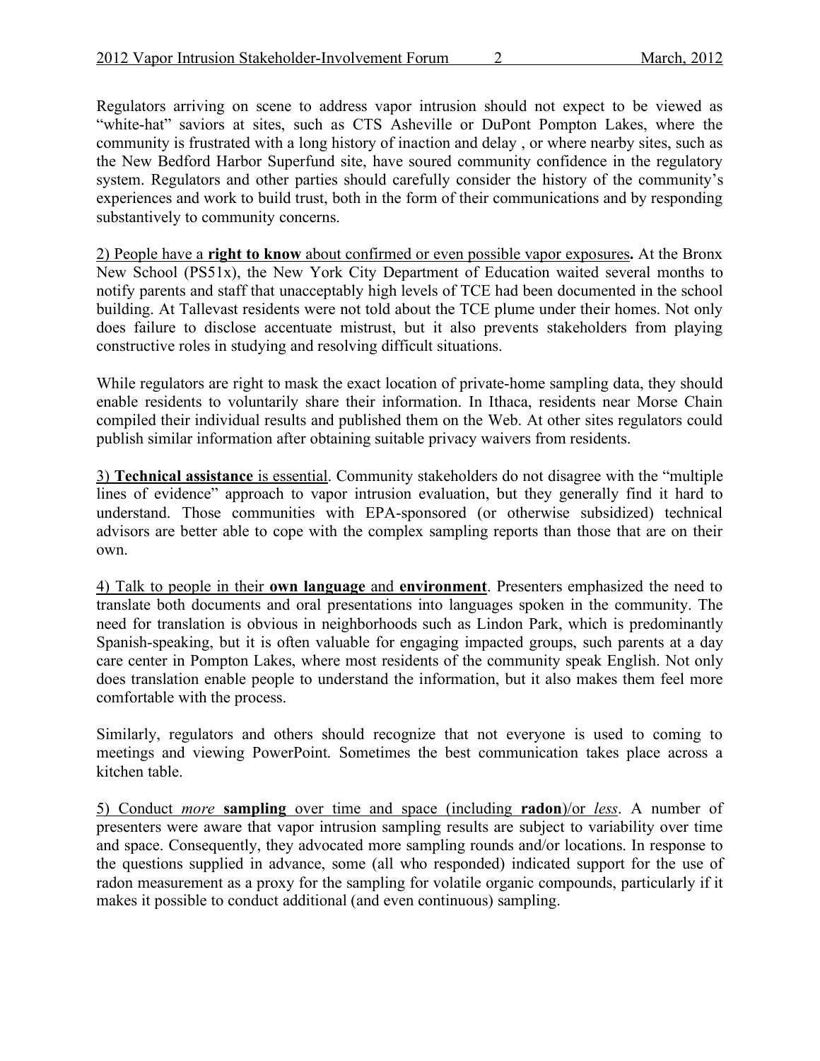Regulators arriving on scene to address vapor intrusion should not expect to be viewed as "white-hat" saviors at sites, such as CTS Asheville or DuPont Pompton Lakes, where the community is frustrated with a long history of inaction and delay , or where nearby sites, such as the New Bedford Harbor Superfund site, have soured community confidence in the regulatory system. Regulators and other parties should carefully consider the history of the community's experiences and work to build trust, both in the form of their communications and by responding substantively to community concerns.

<u>2) People have a **right to know** about confirmed or even possible vapor exposures</u>**.** At the Bronx New School (PS51x), the New York City Department of Education waited several months to notify parents and staff that unacceptably high levels of TCE had been documented in the school building. At Tallevast residents were not told about the TCE plume under their homes. Not only does failure to disclose accentuate mistrust, but it also prevents stakeholders from playing constructive roles in studying and resolving difficult situations.

While regulators are right to mask the exact location of private-home sampling data, they should enable residents to voluntarily share their information. In Ithaca, residents near Morse Chain compiled their individual results and published them on the Web. At other sites regulators could publish similar information after obtaining suitable privacy waivers from residents.

<u>3) **Technical assistance** is essential</u>. Community stakeholders do not disagree with the "multiple lines of evidence" approach to vapor intrusion evaluation, but they generally find it hard to understand. Those communities with EPA-sponsored (or otherwise subsidized) technical advisors are better able to cope with the complex sampling reports than those that are on their own.

<u>4) Talk to people in their **own language** and **environment**</u>. Presenters emphasized the need to translate both documents and oral presentations into languages spoken in the community. The need for translation is obvious in neighborhoods such as Lindon Park, which is predominantly Spanish-speaking, but it is often valuable for engaging impacted groups, such parents at a day care center in Pompton Lakes, where most residents of the community speak English. Not only does translation enable people to understand the information, but it also makes them feel more comfortable with the process.

Similarly, regulators and others should recognize that not everyone is used to coming to meetings and viewing PowerPoint. Sometimes the best communication takes place across a kitchen table.

<u>5) Conduct *more* **sampling** over time and space (including **radon**)/or *less*</u>. A number of presenters were aware that vapor intrusion sampling results are subject to variability over time and space. Consequently, they advocated more sampling rounds and/or locations. In response to the questions supplied in advance, some (all who responded) indicated support for the use of radon measurement as a proxy for the sampling for volatile organic compounds, particularly if it makes it possible to conduct additional (and even continuous) sampling.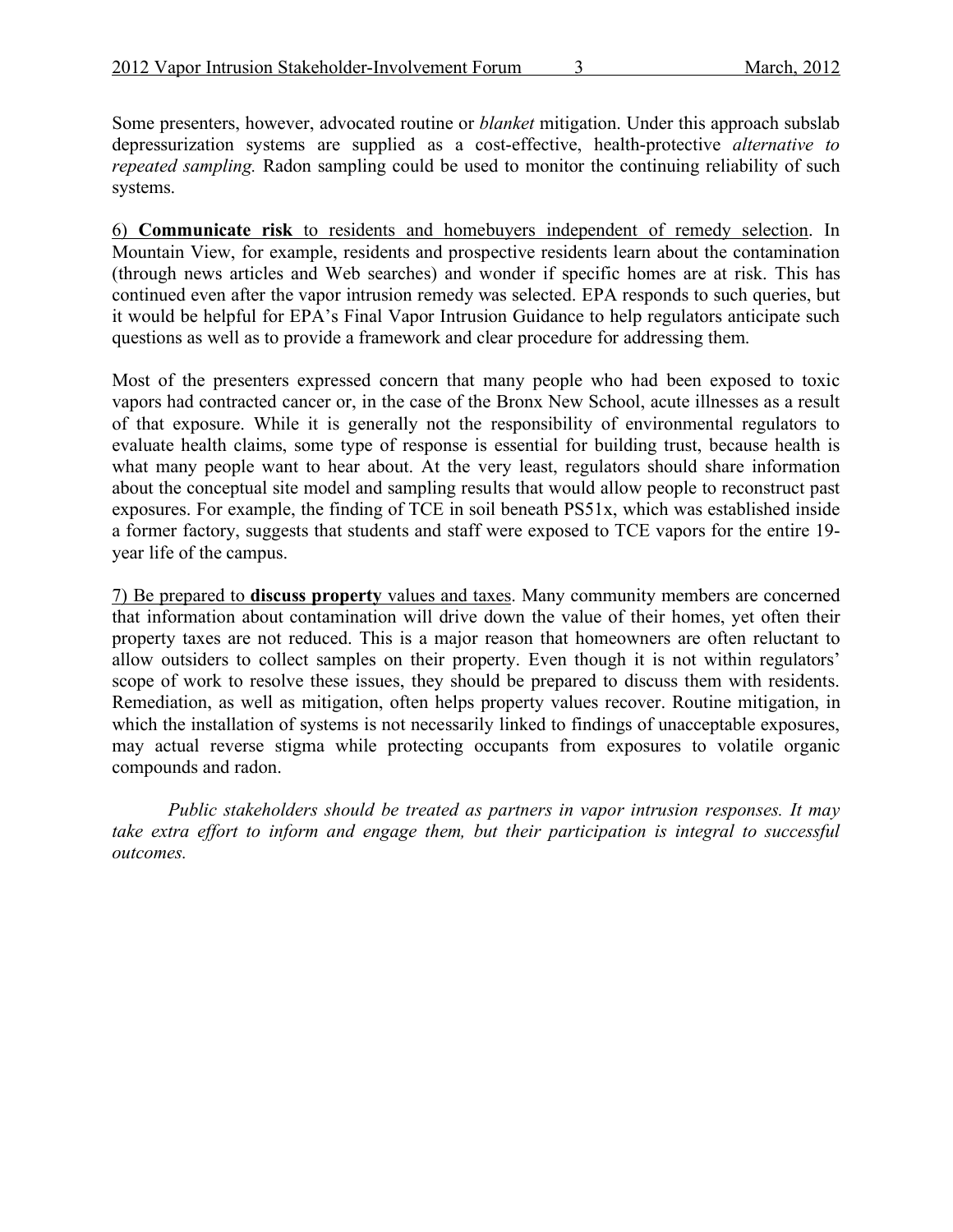Some presenters, however, advocated routine or *blanket* mitigation. Under this approach subslab depressurization systems are supplied as a cost-effective, health-protective *alternative to repeated sampling.* Radon sampling could be used to monitor the continuing reliability of such systems.

6) **Communicate risk** to residents and homebuyers independent of remedy selection. In Mountain View, for example, residents and prospective residents learn about the contamination (through news articles and Web searches) and wonder if specific homes are at risk. This has continued even after the vapor intrusion remedy was selected. EPA responds to such queries, but it would be helpful for EPA's Final Vapor Intrusion Guidance to help regulators anticipate such questions as well as to provide a framework and clear procedure for addressing them.

Most of the presenters expressed concern that many people who had been exposed to toxic vapors had contracted cancer or, in the case of the Bronx New School, acute illnesses as a result of that exposure. While it is generally not the responsibility of environmental regulators to evaluate health claims, some type of response is essential for building trust, because health is what many people want to hear about. At the very least, regulators should share information about the conceptual site model and sampling results that would allow people to reconstruct past exposures. For example, the finding of TCE in soil beneath PS51x, which was established inside a former factory, suggests that students and staff were exposed to TCE vapors for the entire 19-year life of the campus.

7) Be prepared to **discuss property** values and taxes. Many community members are concerned that information about contamination will drive down the value of their homes, yet often their property taxes are not reduced. This is a major reason that homeowners are often reluctant to allow outsiders to collect samples on their property. Even though it is not within regulators' scope of work to resolve these issues, they should be prepared to discuss them with residents. Remediation, as well as mitigation, often helps property values recover. Routine mitigation, in which the installation of systems is not necessarily linked to findings of unacceptable exposures, may actual reverse stigma while protecting occupants from exposures to volatile organic compounds and radon.

*Public stakeholders should be treated as partners in vapor intrusion responses. It may take extra effort to inform and engage them, but their participation is integral to successful outcomes.*